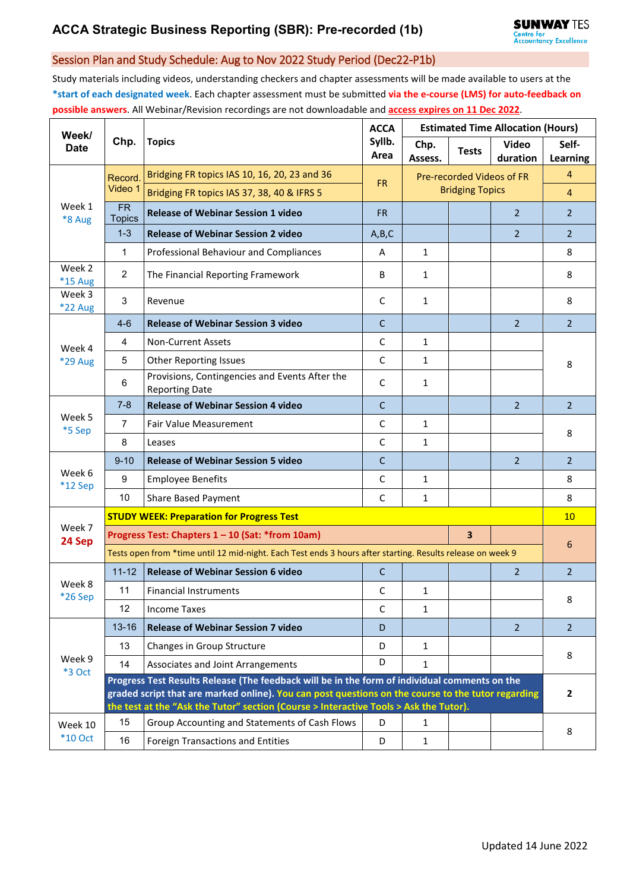# ACCA Strategic Business Reporting (SBR): Pre-recorded (1b)

SUNWAY TES Centre for Accountancy Excellence

## Session Plan and Study Schedule: Aug to Nov 2022 Study Period (Dec22-P1b)

Study materials including videos, understanding checkers and chapter assessments will be made available to users at the **\*start of each designated week**. Each chapter assessment must be submitted **via the e-course (LMS) for auto-feedback on possible answers**. All Webinar/Revision recordings are not downloadable and **access expires on 11 Dec 2022**.

| Week/ Date | Chp. | Topics | ACCA Syllb. Area | Estimated Time Allocation (Hours) | | | |
|---|---|---|---|---|---|---|---|
| | | | | Chp. Assess. | Tests | Video duration | Self-Learning |
| Week 1 *8 Aug | Record. Video 1 | Bridging FR topics IAS 10, 16, 20, 23 and 36 | FR | Pre-recorded Videos of FR Bridging Topics | | | 4 |
| | | Bridging FR topics IAS 37, 38, 40 & IFRS 5 | | | | | 4 |
| | FR Topics | **Release of Webinar Session 1 video** | FR | | | 2 | 2 |
| | 1-3 | **Release of Webinar Session 2 video** | A,B,C | | | 2 | 2 |
| | 1 | Professional Behaviour and Compliances | A | 1 | | | 8 |
| Week 2 *15 Aug | 2 | The Financial Reporting Framework | B | 1 | | | 8 |
| Week 3 *22 Aug | 3 | Revenue | C | 1 | | | 8 |
| Week 4 *29 Aug | 4-6 | **Release of Webinar Session 3 video** | C | | | 2 | 2 |
| | 4 | Non-Current Assets | C | 1 | | | 8 |
| | 5 | Other Reporting Issues | C | 1 | | | |
| | 6 | Provisions, Contingencies and Events After the Reporting Date | C | 1 | | | |
| Week 5 *5 Sep | 7-8 | **Release of Webinar Session 4 video** | C | | | 2 | 2 |
| | 7 | Fair Value Measurement | C | 1 | | | 8 |
| | 8 | Leases | C | 1 | | | |
| Week 6 *12 Sep | 9-10 | **Release of Webinar Session 5 video** | C | | | 2 | 2 |
| | 9 | Employee Benefits | C | 1 | | | 8 |
| | 10 | Share Based Payment | C | 1 | | | 8 |
| Week 7 **24 Sep** | **STUDY WEEK: Preparation for Progress Test** | | | | | | 10 |
| | **Progress Test: Chapters 1 – 10 (Sat: *from 10am)** | | | | 3 | | 6 |
| | Tests open from *time until 12 mid-night. Each Test ends 3 hours after starting. Results release on week 9 | | | | | | |
| Week 8 *26 Sep | 11-12 | **Release of Webinar Session 6 video** | C | | | 2 | 2 |
| | 11 | Financial Instruments | C | 1 | | | 8 |
| | 12 | Income Taxes | C | 1 | | | |
| Week 9 *3 Oct | 13-16 | **Release of Webinar Session 7 video** | D | | | 2 | 2 |
| | 13 | Changes in Group Structure | D | 1 | | | 8 |
| | 14 | Associates and Joint Arrangements | D | 1 | | | |
| | **Progress Test Results Release (The feedback will be in the form of individual comments on the graded script that are marked online). You can post questions on the course to the tutor regarding the test at the "Ask the Tutor" section (Course > Interactive Tools > Ask the Tutor).** | | | | | | **2** |
| Week 10 *10 Oct | 15 | Group Accounting and Statements of Cash Flows | D | 1 | | | 8 |
| | 16 | Foreign Transactions and Entities | D | 1 | | | |

Updated 14 June 2022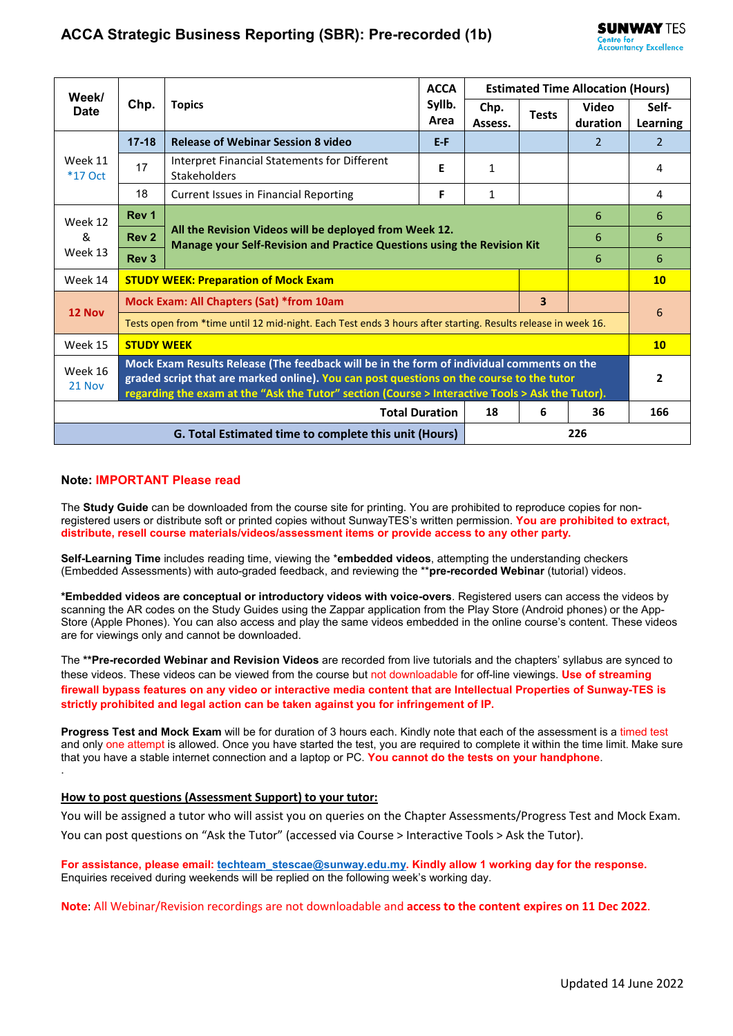# ACCA Strategic Business Reporting (SBR): Pre-recorded (1b)

| Week/ Date | Chp. | Topics | ACCA Syllb. Area | Estimated Time Allocation (Hours) | | | |
|---|---|---|---|---|---|---|---|
| | | | | Chp. Assess. | Tests | Video duration | Self-Learning |
| Week 11 *17 Oct | 17-18 | **Release of Webinar Session 8 video** | E-F | | | 2 | 2 |
| | 17 | Interpret Financial Statements for Different Stakeholders | E | 1 | | | 4 |
| | 18 | Current Issues in Financial Reporting | F | 1 | | | 4 |
| Week 12 & Week 13 | Rev 1 | **All the Revision Videos will be deployed from Week 12. Manage your Self-Revision and Practice Questions using the Revision Kit** | | | | 6 | 6 |
| | Rev 2 | | | | | 6 | 6 |
| | Rev 3 | | | | | 6 | 6 |
| Week 14 | **STUDY WEEK: Preparation of Mock Exam** | | | | | | **10** |
| **12 Nov** | **Mock Exam: All Chapters (Sat) *from 10am** | | | | **3** | | 6 |
| | Tests open from *time until 12 mid-night. Each Test ends 3 hours after starting. Results release in week 16. | | | | | | |
| Week 15 | **STUDY WEEK** | | | | | | **10** |
| Week 16 21 Nov | **Mock Exam Results Release (The feedback will be in the form of individual comments on the graded script that are marked online). You can post questions on the course to the tutor regarding the exam at the "Ask the Tutor" section (Course > Interactive Tools > Ask the Tutor).** | | | | | | **2** |
| | | | **Total Duration** | **18** | **6** | **36** | **166** |
| | | | **G. Total Estimated time to complete this unit (Hours)** | **226** | | | |

**Note: IMPORTANT Please read**

The **Study Guide** can be downloaded from the course site for printing. You are prohibited to reproduce copies for non-registered users or distribute soft or printed copies without SunwayTES's written permission. **You are prohibited to extract, distribute, resell course materials/videos/assessment items or provide access to any other party.**

**Self-Learning Time** includes reading time, viewing the ***embedded videos**, attempting the understanding checkers (Embedded Assessments) with auto-graded feedback, and reviewing the ****pre-recorded Webinar** (tutorial) videos.

***Embedded videos are conceptual or introductory videos with voice-overs**. Registered users can access the videos by scanning the AR codes on the Study Guides using the Zappar application from the Play Store (Android phones) or the App-Store (Apple Phones). You can also access and play the same videos embedded in the online course's content. These videos are for viewings only and cannot be downloaded.

The ****Pre-recorded Webinar and Revision Videos** are recorded from live tutorials and the chapters' syllabus are synced to these videos. These videos can be viewed from the course but not downloadable for off-line viewings. **Use of streaming firewall bypass features on any video or interactive media content that are Intellectual Properties of Sunway-TES is strictly prohibited and legal action can be taken against you for infringement of IP.**

**Progress Test and Mock Exam** will be for duration of 3 hours each. Kindly note that each of the assessment is a timed test and only one attempt is allowed. Once you have started the test, you are required to complete it within the time limit. Make sure that you have a stable internet connection and a laptop or PC. **You cannot do the tests on your handphone**.

**How to post questions (Assessment Support) to your tutor:**

You will be assigned a tutor who will assist you on queries on the Chapter Assessments/Progress Test and Mock Exam. You can post questions on "Ask the Tutor" (accessed via Course > Interactive Tools > Ask the Tutor).

**For assistance, please email: techteam_stescae@sunway.edu.my. Kindly allow 1 working day for the response.**
Enquiries received during weekends will be replied on the following week's working day.

**Note**: All Webinar/Revision recordings are not downloadable and **access to the content expires on 11 Dec 2022**.

Updated 14 June 2022